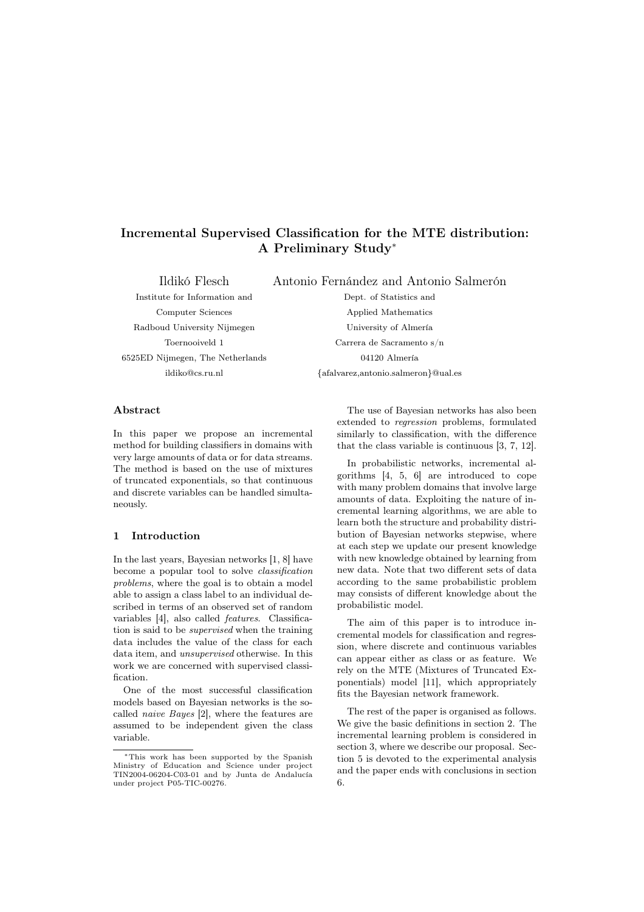# Incremental Supervised Classification for the MTE distribution: A Preliminary Study*

Ildikó Flesch
Institute for Information and Computer Sciences
Radboud University Nijmegen
Toernooiveld 1
6525ED Nijmegen, The Netherlands
ildiko@cs.ru.nl

Antonio Fernández and Antonio Salmerón
Dept. of Statistics and Applied Mathematics
University of Almería
Carrera de Sacramento s/n
04120 Almería
{afalvarez,antonio.salmeron}@ual.es

## Abstract

In this paper we propose an incremental method for building classifiers in domains with very large amounts of data or for data streams. The method is based on the use of mixtures of truncated exponentials, so that continuous and discrete variables can be handled simultaneously.

## 1 Introduction

In the last years, Bayesian networks [1, 8] have become a popular tool to solve *classification problems*, where the goal is to obtain a model able to assign a class label to an individual described in terms of an observed set of random variables [4], also called *features*. Classification is said to be *supervised* when the training data includes the value of the class for each data item, and *unsupervised* otherwise. In this work we are concerned with supervised classification.

One of the most successful classification models based on Bayesian networks is the so-called *naive Bayes* [2], where the features are assumed to be independent given the class variable.

The use of Bayesian networks has also been extended to *regression* problems, formulated similarly to classification, with the difference that the class variable is continuous [3, 7, 12].

In probabilistic networks, incremental algorithms [4, 5, 6] are introduced to cope with many problem domains that involve large amounts of data. Exploiting the nature of incremental learning algorithms, we are able to learn both the structure and probability distribution of Bayesian networks stepwise, where at each step we update our present knowledge with new knowledge obtained by learning from new data. Note that two different sets of data according to the same probabilistic problem may consists of different knowledge about the probabilistic model.

The aim of this paper is to introduce incremental models for classification and regression, where discrete and continuous variables can appear either as class or as feature. We rely on the MTE (Mixtures of Truncated Exponentials) model [11], which appropriately fits the Bayesian network framework.

The rest of the paper is organised as follows. We give the basic definitions in section 2. The incremental learning problem is considered in section 3, where we describe our proposal. Section 5 is devoted to the experimental analysis and the paper ends with conclusions in section 6.

---

*This work has been supported by the Spanish Ministry of Education and Science under project TIN2004-06204-C03-01 and by Junta de Andalucía under project P05-TIC-00276.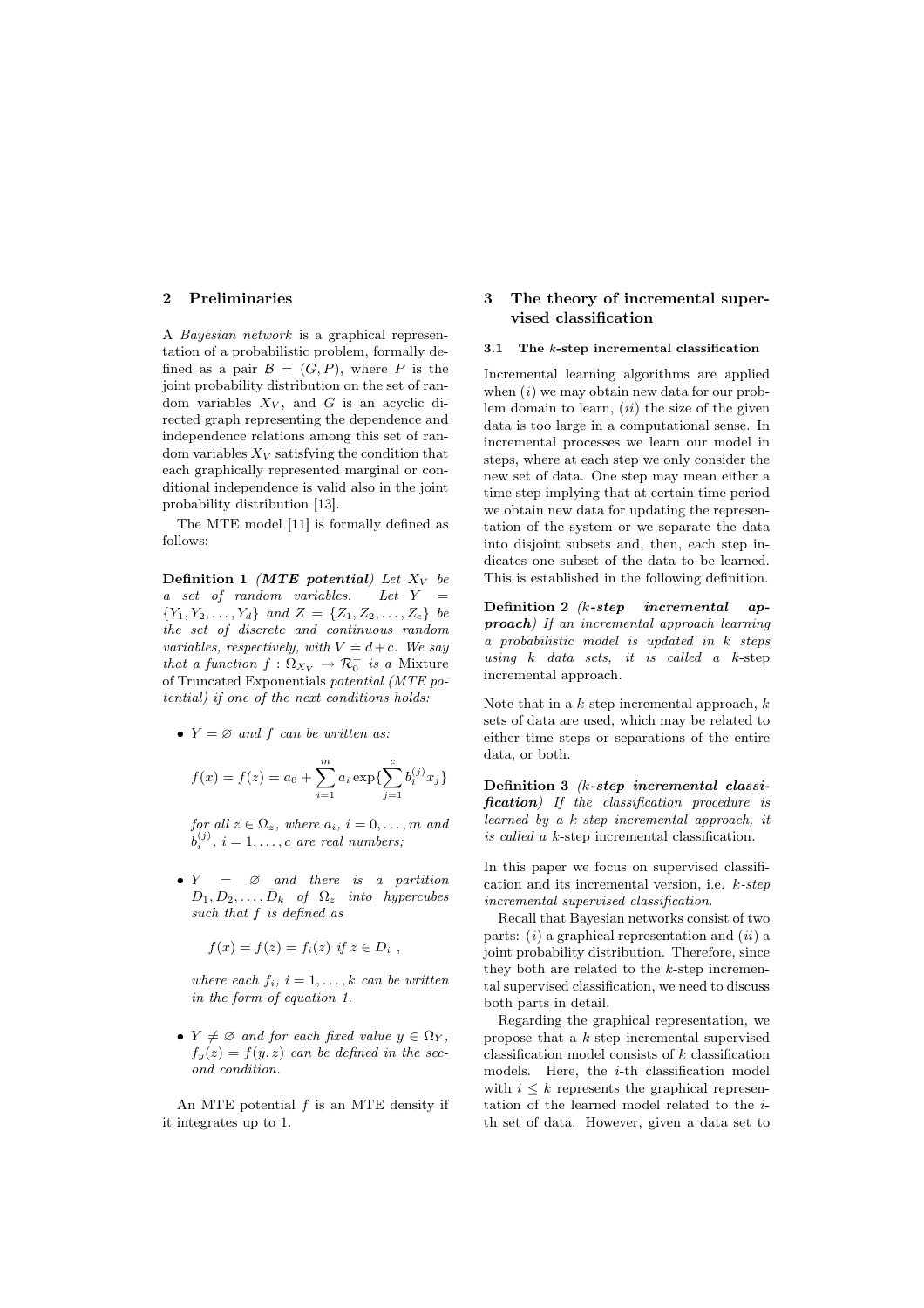## 2 Preliminaries

A *Bayesian network* is a graphical representation of a probabilistic problem, formally defined as a pair $\mathcal{B} = (G, P)$, where $P$ is the joint probability distribution on the set of random variables $X_V$, and $G$ is an acyclic directed graph representing the dependence and independence relations among this set of random variables $X_V$ satisfying the condition that each graphically represented marginal or conditional independence is valid also in the joint probability distribution [13].

The MTE model [11] is formally defined as follows:

**Definition 1** ***(MTE potential)*** *Let $X_V$ be a set of random variables. Let $Y = \{Y_1, Y_2, \ldots, Y_d\}$ and $Z = \{Z_1, Z_2, \ldots, Z_c\}$ be the set of discrete and continuous random variables, respectively, with $V = d + c$. We say that a function $f : \Omega_{X_V} \to \mathcal{R}_0^+$ is a* Mixture of Truncated Exponentials *potential (MTE potential) if one of the next conditions holds:*

- *$Y = \varnothing$ and $f$ can be written as:*

$$f(x) = f(z) = a_0 + \sum_{i=1}^{m} a_i \exp\{\sum_{j=1}^{c} b_i^{(j)} x_j\}$$

  *for all $z \in \Omega_z$, where $a_i$, $i = 0, \ldots, m$ and $b_i^{(j)}$, $i = 1, \ldots, c$ are real numbers;*

- *$Y = \varnothing$ and there is a partition $D_1, D_2, \ldots, D_k$ of $\Omega_z$ into hypercubes such that $f$ is defined as*

$$f(x) = f(z) = f_i(z) \text{ if } z \in D_i \ ,$$

  *where each $f_i$, $i = 1, \ldots, k$ can be written in the form of equation 1.*

- *$Y \neq \varnothing$ and for each fixed value $y \in \Omega_Y$, $f_y(z) = f(y, z)$ can be defined in the second condition.*

An MTE potential $f$ is an MTE density if it integrates up to 1.

## 3 The theory of incremental supervised classification

### 3.1 The $k$-step incremental classification

Incremental learning algorithms are applied when $(i)$ we may obtain new data for our problem domain to learn, $(ii)$ the size of the given data is too large in a computational sense. In incremental processes we learn our model in steps, where at each step we only consider the new set of data. One step may mean either a time step implying that at certain time period we obtain new data for updating the representation of the system or we separate the data into disjoint subsets and, then, each step indicates one subset of the data to be learned. This is established in the following definition.

**Definition 2** *(**$k$-step incremental approach**) If an incremental approach learning a probabilistic model is updated in $k$ steps using $k$ data sets, it is called a* $k$-step incremental approach.

Note that in a $k$-step incremental approach, $k$ sets of data are used, which may be related to either time steps or separations of the entire data, or both.

**Definition 3** *(**$k$-step incremental classification**) If the classification procedure is learned by a $k$-step incremental approach, it is called a* $k$-step incremental classification.

In this paper we focus on supervised classification and its incremental version, i.e. *$k$-step incremental supervised classification*.

Recall that Bayesian networks consist of two parts: $(i)$ a graphical representation and $(ii)$ a joint probability distribution. Therefore, since they both are related to the $k$-step incremental supervised classification, we need to discuss both parts in detail.

Regarding the graphical representation, we propose that a $k$-step incremental supervised classification model consists of $k$ classification models. Here, the $i$-th classification model with $i \leq k$ represents the graphical representation of the learned model related to the $i$-th set of data. However, given a data set to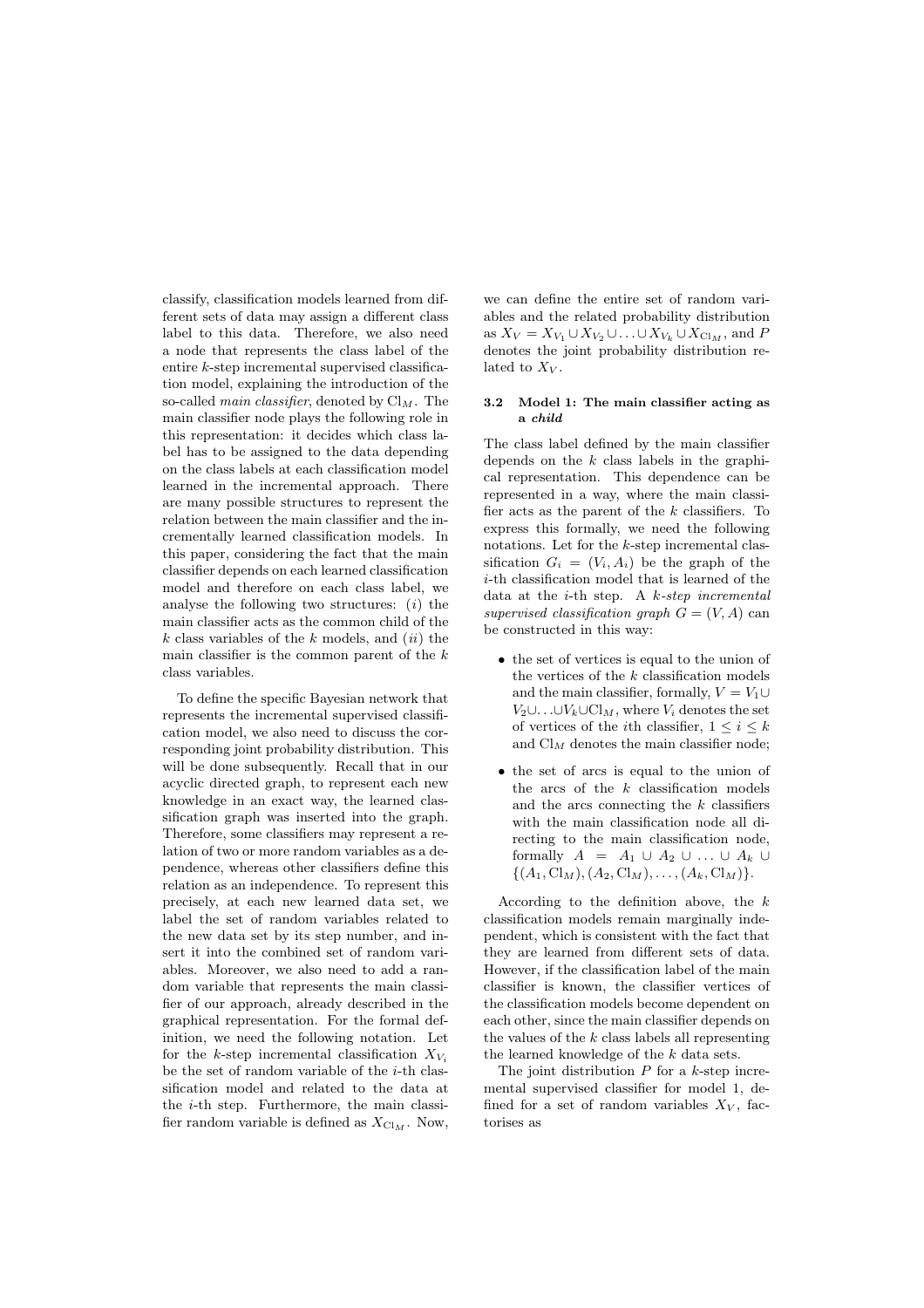classify, classification models learned from different sets of data may assign a different class label to this data. Therefore, we also need a node that represents the class label of the entire $k$-step incremental supervised classification model, explaining the introduction of the so-called *main classifier*, denoted by $\mathrm{Cl}_M$. The main classifier node plays the following role in this representation: it decides which class label has to be assigned to the data depending on the class labels at each classification model learned in the incremental approach. There are many possible structures to represent the relation between the main classifier and the incrementally learned classification models. In this paper, considering the fact that the main classifier depends on each learned classification model and therefore on each class label, we analyse the following two structures: $(i)$ the main classifier acts as the common child of the $k$ class variables of the $k$ models, and $(ii)$ the main classifier is the common parent of the $k$ class variables.

To define the specific Bayesian network that represents the incremental supervised classification model, we also need to discuss the corresponding joint probability distribution. This will be done subsequently. Recall that in our acyclic directed graph, to represent each new knowledge in an exact way, the learned classification graph was inserted into the graph. Therefore, some classifiers may represent a relation of two or more random variables as a dependence, whereas other classifiers define this relation as an independence. To represent this precisely, at each new learned data set, we label the set of random variables related to the new data set by its step number, and insert it into the combined set of random variables. Moreover, we also need to add a random variable that represents the main classifier of our approach, already described in the graphical representation. For the formal definition, we need the following notation. Let for the $k$-step incremental classification $X_{V_i}$ be the set of random variable of the $i$-th classification model and related to the data at the $i$-th step. Furthermore, the main classifier random variable is defined as $X_{\mathrm{Cl}_M}$. Now, we can define the entire set of random variables and the related probability distribution as $X_V = X_{V_1} \cup X_{V_2} \cup \ldots \cup X_{V_k} \cup X_{\mathrm{Cl}_M}$, and $P$ denotes the joint probability distribution related to $X_V$.

### 3.2 Model 1: The main classifier acting as a *child*

The class label defined by the main classifier depends on the $k$ class labels in the graphical representation. This dependence can be represented in a way, where the main classifier acts as the parent of the $k$ classifiers. To express this formally, we need the following notations. Let for the $k$-step incremental classification $G_i = (V_i, A_i)$ be the graph of the $i$-th classification model that is learned of the data at the $i$-th step. A *$k$-step incremental supervised classification graph* $G = (V, A)$ can be constructed in this way:

- the set of vertices is equal to the union of the vertices of the $k$ classification models and the main classifier, formally, $V = V_1 \cup V_2 \cup \ldots \cup V_k \cup \mathrm{Cl}_M$, where $V_i$ denotes the set of vertices of the $i$th classifier, $1 \leq i \leq k$ and $\mathrm{Cl}_M$ denotes the main classifier node;
- the set of arcs is equal to the union of the arcs of the $k$ classification models and the arcs connecting the $k$ classifiers with the main classification node all directing to the main classification node, formally $A = A_1 \cup A_2 \cup \ldots \cup A_k \cup \{(A_1, \mathrm{Cl}_M), (A_2, \mathrm{Cl}_M), \ldots, (A_k, \mathrm{Cl}_M)\}$.

According to the definition above, the $k$ classification models remain marginally independent, which is consistent with the fact that they are learned from different sets of data. However, if the classification label of the main classifier is known, the classifier vertices of the classification models become dependent on each other, since the main classifier depends on the values of the $k$ class labels all representing the learned knowledge of the $k$ data sets.

The joint distribution $P$ for a $k$-step incremental supervised classifier for model 1, defined for a set of random variables $X_V$, factorises as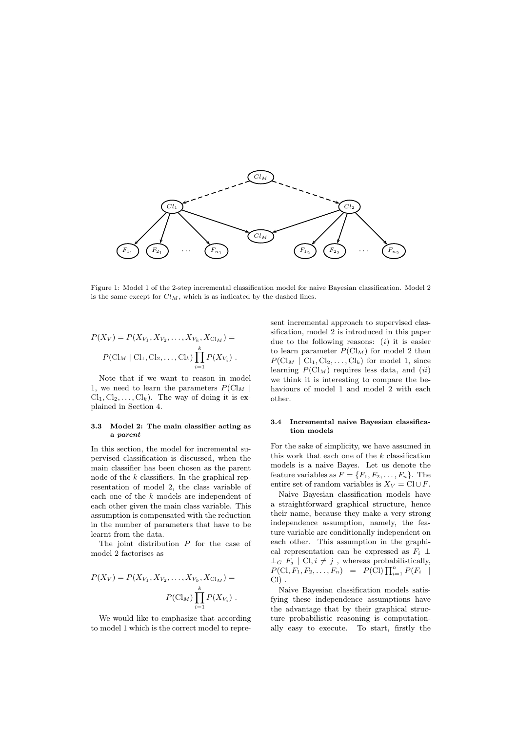Figure 1: Model 1 of the 2-step incremental classification model for naive Bayesian classification. Model 2 is the same except for $Cl_M$, which is as indicated by the dashed lines.

$$P(X_V) = P(X_{V_1}, X_{V_2}, \ldots, X_{V_k}, X_{\mathrm{Cl}_M}) =$$

$$P(\mathrm{Cl}_M \mid \mathrm{Cl}_1, \mathrm{Cl}_2, \ldots, \mathrm{Cl}_k) \prod_{i=1}^{k} P(X_{V_i}) \ .$$

Note that if we want to reason in model 1, we need to learn the parameters $P(\mathrm{Cl}_M \mid \mathrm{Cl}_1, \mathrm{Cl}_2, \ldots, \mathrm{Cl}_k)$. The way of doing it is explained in Section 4.

### 3.3 Model 2: The main classifier acting as a *parent*

In this section, the model for incremental supervised classification is discussed, when the main classifier has been chosen as the parent node of the $k$ classifiers. In the graphical representation of model 2, the class variable of each one of the $k$ models are independent of each other given the main class variable. This assumption is compensated with the reduction in the number of parameters that have to be learnt from the data.

The joint distribution $P$ for the case of model 2 factorises as

$$P(X_V) = P(X_{V_1}, X_{V_2}, \ldots, X_{V_k}, X_{\mathrm{Cl}_M}) =$$

$$P(\mathrm{Cl}_M) \prod_{i=1}^{k} P(X_{V_i}) \ .$$

We would like to emphasize that according to model 1 which is the correct model to represent incremental approach to supervised classification, model 2 is introduced in this paper due to the following reasons: $(i)$ it is easier to learn parameter $P(\mathrm{Cl}_M)$ for model 2 than $P(\mathrm{Cl}_M \mid \mathrm{Cl}_1, \mathrm{Cl}_2, \ldots, \mathrm{Cl}_k)$ for model 1, since learning $P(\mathrm{Cl}_M)$ requires less data, and $(ii)$ we think it is interesting to compare the behaviours of model 1 and model 2 with each other.

### 3.4 Incremental naive Bayesian classification models

For the sake of simplicity, we have assumed in this work that each one of the $k$ classification models is a naive Bayes. Let us denote the feature variables as $F = \{F_1, F_2, \ldots, F_n\}$. The entire set of random variables is $X_V = \mathrm{Cl} \cup F$.

Naive Bayesian classification models have a straightforward graphical structure, hence their name, because they make a very strong independence assumption, namely, the feature variable are conditionally independent on each other. This assumption in the graphical representation can be expressed as $F_i \perp\!\!\!\perp_G F_j \mid \mathrm{Cl}, i \neq j$ , whereas probabilistically, $P(\mathrm{Cl}, F_1, F_2, \ldots, F_n) = P(\mathrm{Cl}) \prod_{i=1}^{n} P(F_i \mid \mathrm{Cl})$ .

Naive Bayesian classification models satisfying these independence assumptions have the advantage that by their graphical structure probabilistic reasoning is computationally easy to execute. To start, firstly the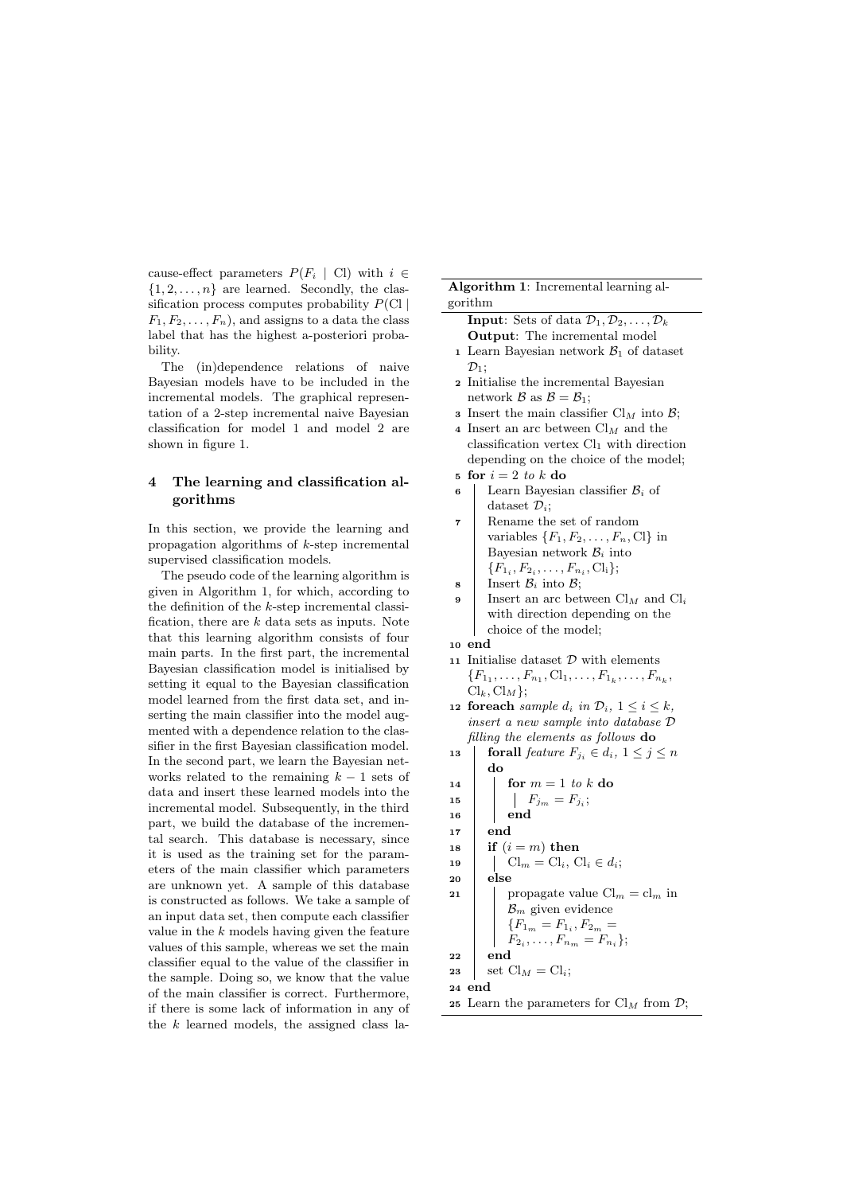cause-effect parameters $P(F_i \mid \mathrm{Cl})$ with $i \in \{1, 2, \ldots, n\}$ are learned. Secondly, the classification process computes probability $P(\mathrm{Cl} \mid F_1, F_2, \ldots, F_n)$, and assigns to a data the class label that has the highest a-posteriori probability.

The (in)dependence relations of naive Bayesian models have to be included in the incremental models. The graphical representation of a 2-step incremental naive Bayesian classification for model 1 and model 2 are shown in figure 1.

## 4 The learning and classification algorithms

In this section, we provide the learning and propagation algorithms of $k$-step incremental supervised classification models.

The pseudo code of the learning algorithm is given in Algorithm 1, for which, according to the definition of the $k$-step incremental classification, there are $k$ data sets as inputs. Note that this learning algorithm consists of four main parts. In the first part, the incremental Bayesian classification model is initialised by setting it equal to the Bayesian classification model learned from the first data set, and inserting the main classifier into the model augmented with a dependence relation to the classifier in the first Bayesian classification model. In the second part, we learn the Bayesian networks related to the remaining $k-1$ sets of data and insert these learned models into the incremental model. Subsequently, in the third part, we build the database of the incremental search. This database is necessary, since it is used as the training set for the parameters of the main classifier which parameters are unknown yet. A sample of this database is constructed as follows. We take a sample of an input data set, then compute each classifier value in the $k$ models having given the feature values of this sample, whereas we set the main classifier equal to the value of the classifier in the sample. Doing so, we know that the value of the main classifier is correct. Furthermore, if there is some lack of information in any of the $k$ learned models, the assigned class la-

**Algorithm 1**: Incremental learning algorithm

```
Input: Sets of data D_1, D_2, ..., D_k
Output: The incremental model
 1  Learn Bayesian network B_1 of dataset D_1;
 2  Initialise the incremental Bayesian network B as B = B_1;
 3  Insert the main classifier Cl_M into B;
 4  Insert an arc between Cl_M and the classification vertex Cl_1 with direction
    depending on the choice of the model;
 5  for i = 2 to k do
 6  |   Learn Bayesian classifier B_i of dataset D_i;
 7  |   Rename the set of random variables {F_1, F_2, ..., F_n, Cl} in Bayesian
    |   network B_i into {F_{1_i}, F_{2_i}, ..., F_{n_i}, Cl_i};
 8  |   Insert B_i into B;
 9  |   Insert an arc between Cl_M and Cl_i with direction depending on the
    |   choice of the model;
10  end
11  Initialise dataset D with elements
    {F_{1_1}, ..., F_{n_1}, Cl_1, ..., F_{1_k}, ..., F_{n_k}, Cl_k, Cl_M};
12  foreach sample d_i in D_i, 1 <= i <= k, insert a new sample into database D
    filling the elements as follows do
13  |   forall feature F_{j_i} ∈ d_i, 1 <= j <= n do
14  |   |   for m = 1 to k do
15  |   |   |   F_{j_m} = F_{j_i};
16  |   |   end
17  |   end
18  |   if (i = m) then
19  |   |   Cl_m = Cl_i, Cl_i ∈ d_i;
20  |   else
21  |   |   propagate value Cl_m = cl_m in B_m given evidence
    |   |   {F_{1_m} = F_{1_i}, F_{2_m} = F_{2_i}, ..., F_{n_m} = F_{n_i}};
22  |   end
23  |   set Cl_M = Cl_i;
24  end
25  Learn the parameters for Cl_M from D;
```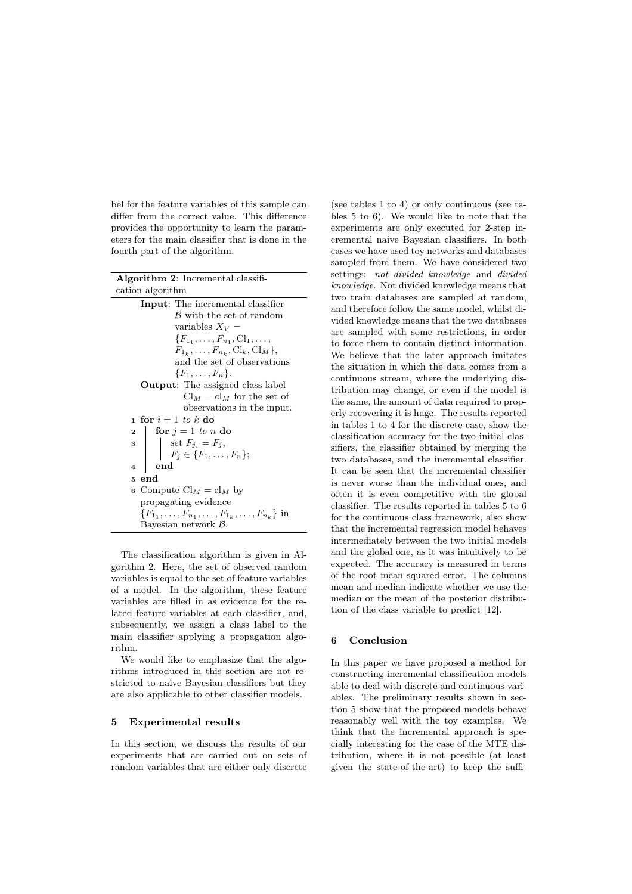bel for the feature variables of this sample can differ from the correct value. This difference provides the opportunity to learn the parameters for the main classifier that is done in the fourth part of the algorithm.

**Algorithm 2**: Incremental classification algorithm

**Input**: The incremental classifier $\mathcal{B}$ with the set of random variables $X_V = \{F_{1_1}, \ldots, F_{n_1}, \text{Cl}_1, \ldots, F_{1_k}, \ldots, F_{n_k}, \text{Cl}_k, \text{Cl}_M\}$, and the set of observations $\{F_1, \ldots, F_n\}$.

**Output**: The assigned class label $\text{Cl}_M = \text{cl}_M$ for the set of observations in the input.

```
1 for i = 1 to k do
2     for j = 1 to n do
3         set F_{j_i} = F_j, F_j ∈ {F_1, ..., F_n};
4     end
5 end
6 Compute Cl_M = cl_M by propagating evidence
  {F_{1_1}, ..., F_{n_1}, ..., F_{1_k}, ..., F_{n_k}} in Bayesian network B.
```

The classification algorithm is given in Algorithm 2. Here, the set of observed random variables is equal to the set of feature variables of a model. In the algorithm, these feature variables are filled in as evidence for the related feature variables at each classifier, and, subsequently, we assign a class label to the main classifier applying a propagation algorithm.

We would like to emphasize that the algorithms introduced in this section are not restricted to naive Bayesian classifiers but they are also applicable to other classifier models.

## 5 Experimental results

In this section, we discuss the results of our experiments that are carried out on sets of random variables that are either only discrete (see tables 1 to 4) or only continuous (see tables 5 to 6). We would like to note that the experiments are only executed for 2-step incremental naive Bayesian classifiers. In both cases we have used toy networks and databases sampled from them. We have considered two settings: *not divided knowledge* and *divided knowledge*. Not divided knowledge means that two train databases are sampled at random, and therefore follow the same model, whilst divided knowledge means that the two databases are sampled with some restrictions, in order to force them to contain distinct information. We believe that the later approach imitates the situation in which the data comes from a continuous stream, where the underlying distribution may change, or even if the model is the same, the amount of data required to properly recovering it is huge. The results reported in tables 1 to 4 for the discrete case, show the classification accuracy for the two initial classifiers, the classifier obtained by merging the two databases, and the incremental classifier. It can be seen that the incremental classifier is never worse than the individual ones, and often it is even competitive with the global classifier. The results reported in tables 5 to 6 for the continuous class framework, also show that the incremental regression model behaves intermediately between the two initial models and the global one, as it was intuitively to be expected. The accuracy is measured in terms of the root mean squared error. The columns mean and median indicate whether we use the median or the mean of the posterior distribution of the class variable to predict [12].

## 6 Conclusion

In this paper we have proposed a method for constructing incremental classification models able to deal with discrete and continuous variables. The preliminary results shown in section 5 show that the proposed models behave reasonably well with the toy examples. We think that the incremental approach is specially interesting for the case of the MTE distribution, where it is not possible (at least given the state-of-the-art) to keep the suffi-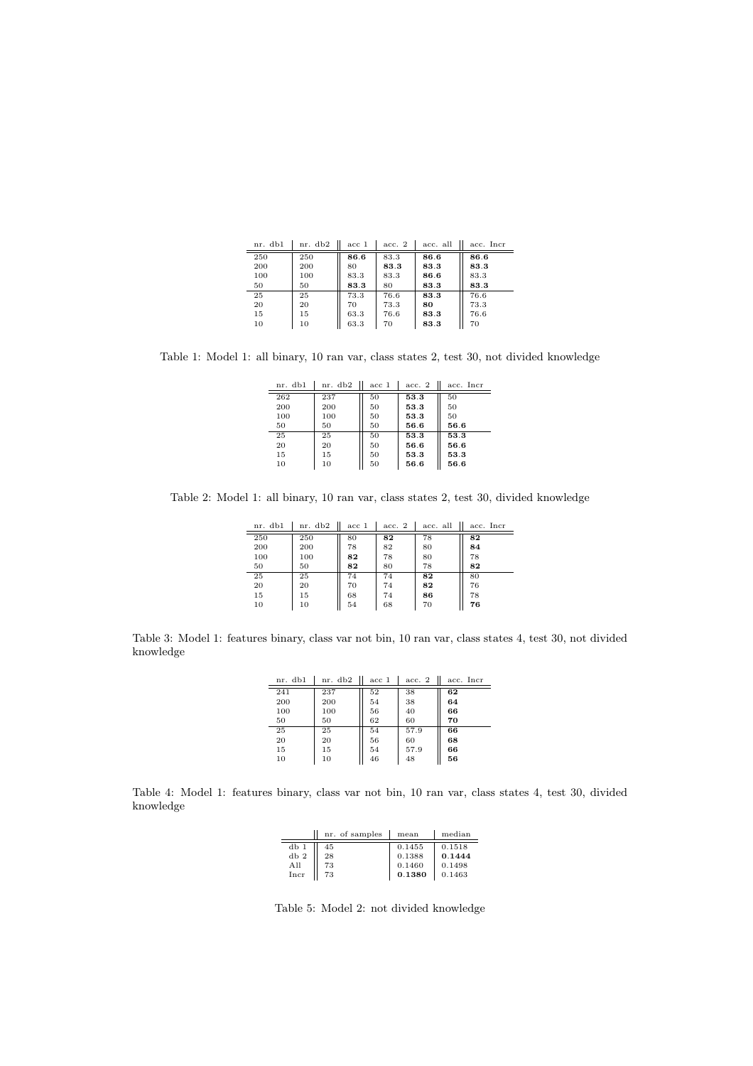| nr. db1 | nr. db2 | acc 1 | acc. 2 | acc. all | acc. Incr |
|---|---|---|---|---|---|
| 250 | 250 | **86.6** | 83.3 | **86.6** | **86.6** |
| 200 | 200 | 80 | **83.3** | **83.3** | **83.3** |
| 100 | 100 | 83.3 | 83.3 | **86.6** | 83.3 |
| 50 | 50 | **83.3** | 80 | **83.3** | **83.3** |
| 25 | 25 | 73.3 | 76.6 | **83.3** | 76.6 |
| 20 | 20 | 70 | 73.3 | **80** | 73.3 |
| 15 | 15 | 63.3 | 76.6 | **83.3** | 76.6 |
| 10 | 10 | 63.3 | 70 | **83.3** | 70 |

Table 1: Model 1: all binary, 10 ran var, class states 2, test 30, not divided knowledge

| nr. db1 | nr. db2 | acc 1 | acc. 2 | acc. Incr |
|---|---|---|---|---|
| 262 | 237 | 50 | **53.3** | 50 |
| 200 | 200 | 50 | **53.3** | 50 |
| 100 | 100 | 50 | **53.3** | 50 |
| 50 | 50 | 50 | **56.6** | **56.6** |
| 25 | 25 | 50 | **53.3** | **53.3** |
| 20 | 20 | 50 | **56.6** | **56.6** |
| 15 | 15 | 50 | **53.3** | **53.3** |
| 10 | 10 | 50 | **56.6** | **56.6** |

Table 2: Model 1: all binary, 10 ran var, class states 2, test 30, divided knowledge

| nr. db1 | nr. db2 | acc 1 | acc. 2 | acc. all | acc. Incr |
|---|---|---|---|---|---|
| 250 | 250 | 80 | **82** | 78 | **82** |
| 200 | 200 | 78 | 82 | 80 | **84** |
| 100 | 100 | **82** | 78 | 80 | 78 |
| 50 | 50 | **82** | 80 | 78 | **82** |
| 25 | 25 | 74 | 74 | **82** | 80 |
| 20 | 20 | 70 | 74 | **82** | 76 |
| 15 | 15 | 68 | 74 | **86** | 78 |
| 10 | 10 | 54 | 68 | 70 | **76** |

Table 3: Model 1: features binary, class var not bin, 10 ran var, class states 4, test 30, not divided knowledge

| nr. db1 | nr. db2 | acc 1 | acc. 2 | acc. Incr |
|---|---|---|---|---|
| 241 | 237 | 52 | 38 | **62** |
| 200 | 200 | 54 | 38 | **64** |
| 100 | 100 | 56 | 40 | **66** |
| 50 | 50 | 62 | 60 | **70** |
| 25 | 25 | 54 | 57.9 | **66** |
| 20 | 20 | 56 | 60 | **68** |
| 15 | 15 | 54 | 57.9 | **66** |
| 10 | 10 | 46 | 48 | **56** |

Table 4: Model 1: features binary, class var not bin, 10 ran var, class states 4, test 30, divided knowledge

| | nr. of samples | mean | median |
|---|---|---|---|
| db 1 | 45 | 0.1455 | 0.1518 |
| db 2 | 28 | 0.1388 | **0.1444** |
| All | 73 | 0.1460 | 0.1498 |
| Incr | 73 | **0.1380** | 0.1463 |

Table 5: Model 2: not divided knowledge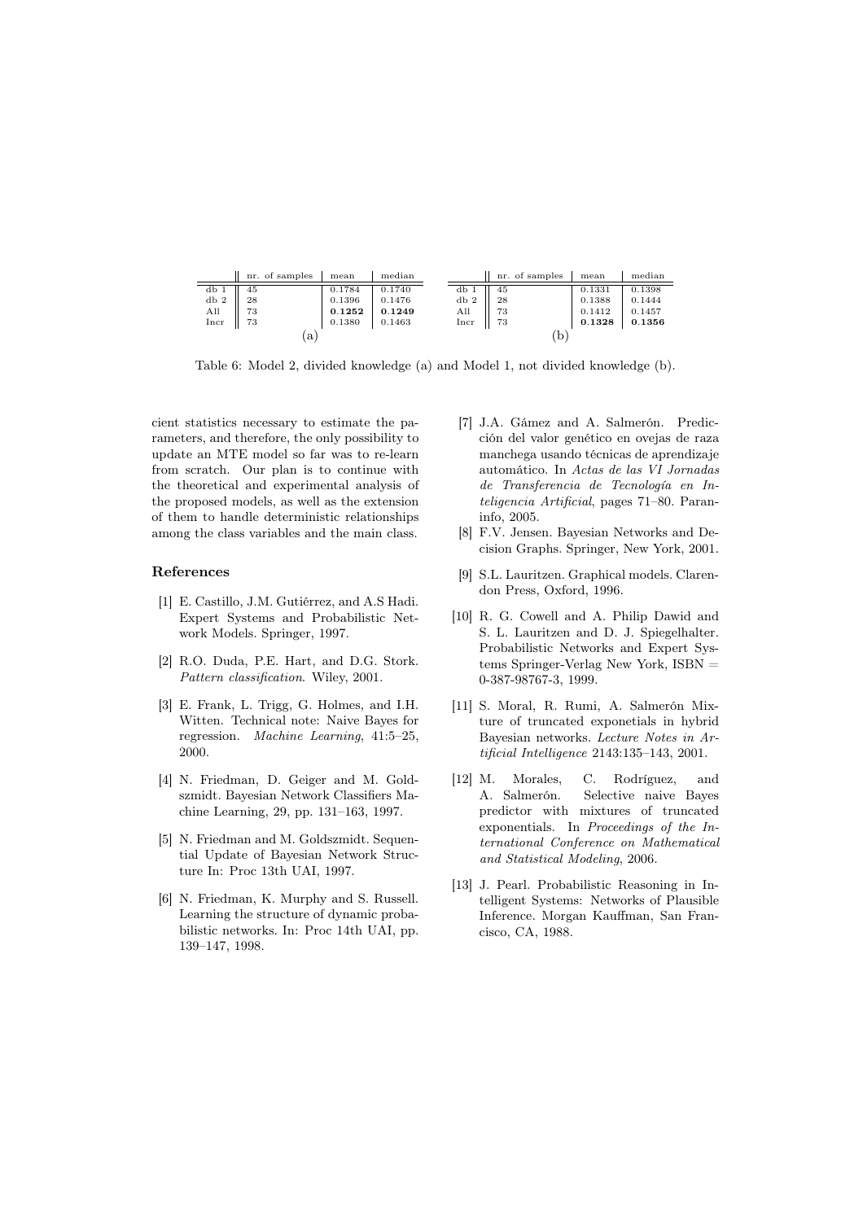| | nr. of samples | mean | median |
|---|---|---|---|
| db 1 | 45 | 0.1784 | 0.1740 |
| db 2 | 28 | 0.1396 | 0.1476 |
| All | 73 | **0.1252** | **0.1249** |
| Incr | 73 | 0.1380 | 0.1463 |

(a)

| | nr. of samples | mean | median |
|---|---|---|---|
| db 1 | 45 | 0.1331 | 0.1398 |
| db 2 | 28 | 0.1388 | 0.1444 |
| All | 73 | 0.1412 | 0.1457 |
| Incr | 73 | **0.1328** | **0.1356** |

(b)

Table 6: Model 2, divided knowledge (a) and Model 1, not divided knowledge (b).

cient statistics necessary to estimate the parameters, and therefore, the only possibility to update an MTE model so far was to re-learn from scratch. Our plan is to continue with the theoretical and experimental analysis of the proposed models, as well as the extension of them to handle deterministic relationships among the class variables and the main class.

## References

[1] E. Castillo, J.M. Gutiérrez, and A.S Hadi. Expert Systems and Probabilistic Network Models. Springer, 1997.

[2] R.O. Duda, P.E. Hart, and D.G. Stork. *Pattern classification*. Wiley, 2001.

[3] E. Frank, L. Trigg, G. Holmes, and I.H. Witten. Technical note: Naive Bayes for regression. *Machine Learning*, 41:5–25, 2000.

[4] N. Friedman, D. Geiger and M. Goldszmidt. Bayesian Network Classifiers Machine Learning, 29, pp. 131–163, 1997.

[5] N. Friedman and M. Goldszmidt. Sequential Update of Bayesian Network Structure In: Proc 13th UAI, 1997.

[6] N. Friedman, K. Murphy and S. Russell. Learning the structure of dynamic probabilistic networks. In: Proc 14th UAI, pp. 139–147, 1998.

[7] J.A. Gámez and A. Salmerón. Predicción del valor genético en ovejas de raza manchega usando técnicas de aprendizaje automático. In *Actas de las VI Jornadas de Transferencia de Tecnología en Inteligencia Artificial*, pages 71–80. Paraninfo, 2005.

[8] F.V. Jensen. Bayesian Networks and Decision Graphs. Springer, New York, 2001.

[9] S.L. Lauritzen. Graphical models. Clarendon Press, Oxford, 1996.

[10] R. G. Cowell and A. Philip Dawid and S. L. Lauritzen and D. J. Spiegelhalter. Probabilistic Networks and Expert Systems Springer-Verlag New York, ISBN = 0-387-98767-3, 1999.

[11] S. Moral, R. Rumi, A. Salmerón Mixture of truncated exponetials in hybrid Bayesian networks. *Lecture Notes in Artificial Intelligence* 2143:135–143, 2001.

[12] M. Morales, C. Rodríguez, and A. Salmerón. Selective naive Bayes predictor with mixtures of truncated exponentials. In *Proceedings of the International Conference on Mathematical and Statistical Modeling*, 2006.

[13] J. Pearl. Probabilistic Reasoning in Intelligent Systems: Networks of Plausible Inference. Morgan Kauffman, San Francisco, CA, 1988.